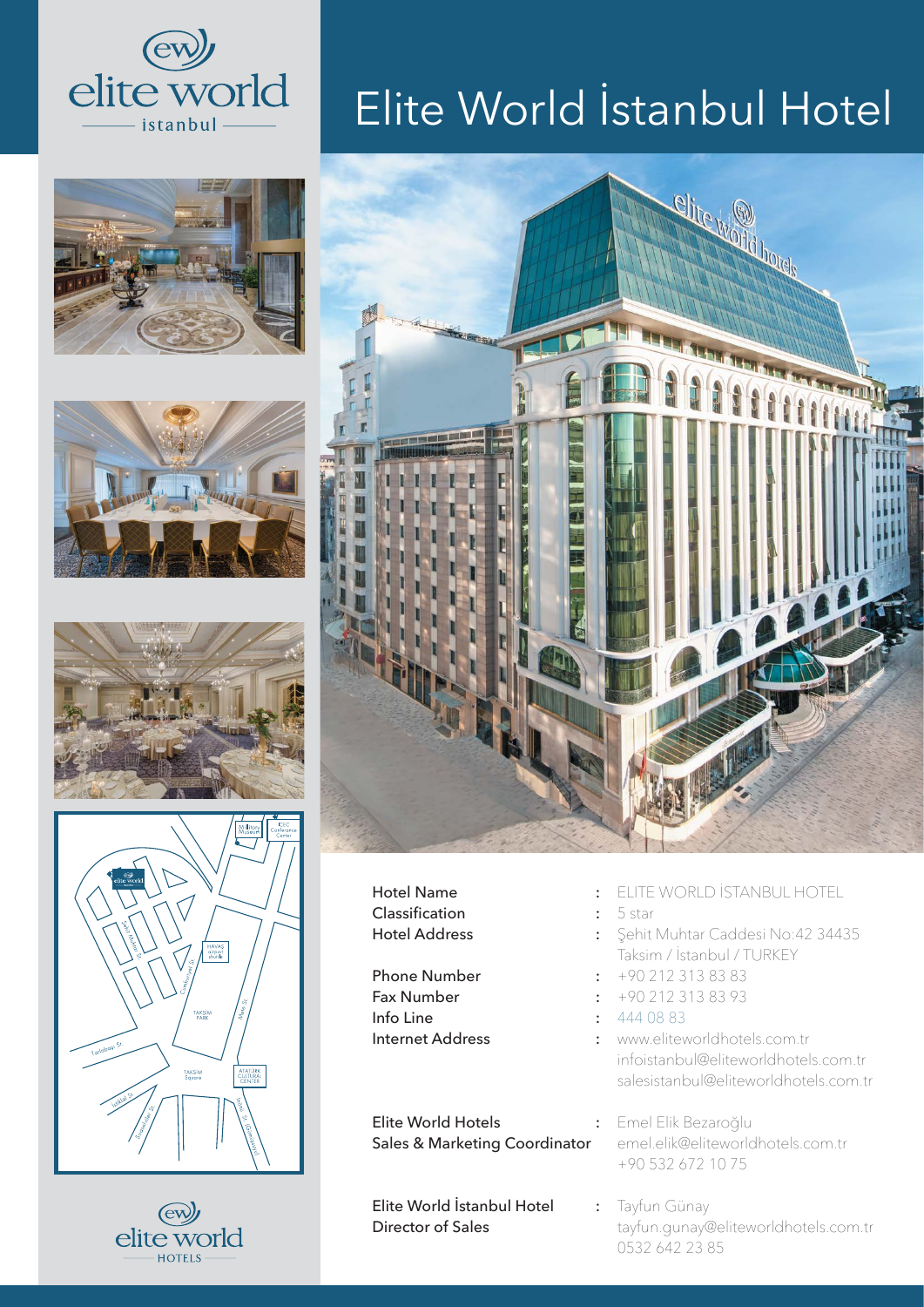# Elite World İstanbul Hotel

| | | |
|---|---|---|
| Hotel Name | : | ELITE WORLD İSTANBUL HOTEL |
| Classification | : | 5 star |
| Hotel Address | : | Şehit Muhtar Caddesi No:42 34435 Taksim / İstanbul / TURKEY |
| Phone Number | : | +90 212 313 83 83 |
| Fax Number | : | +90 212 313 83 93 |
| Info Line | : | 444 08 83 |
| Internet Address | : | www.eliteworldhotels.com.tr<br>infoistanbul@eliteworldhotels.com.tr<br>salesistanbul@eliteworldhotels.com.tr |
| Elite World Hotels Sales & Marketing Coordinator | : | Emel Elik Bezaroğlu<br>emel.elik@eliteworldhotels.com.tr<br>+90 532 672 10 75 |
| Elite World İstanbul Hotel Director of Sales | : | Tayfun Günay<br>tayfun.gunay@eliteworldhotels.com.tr<br>0532 642 23 85 |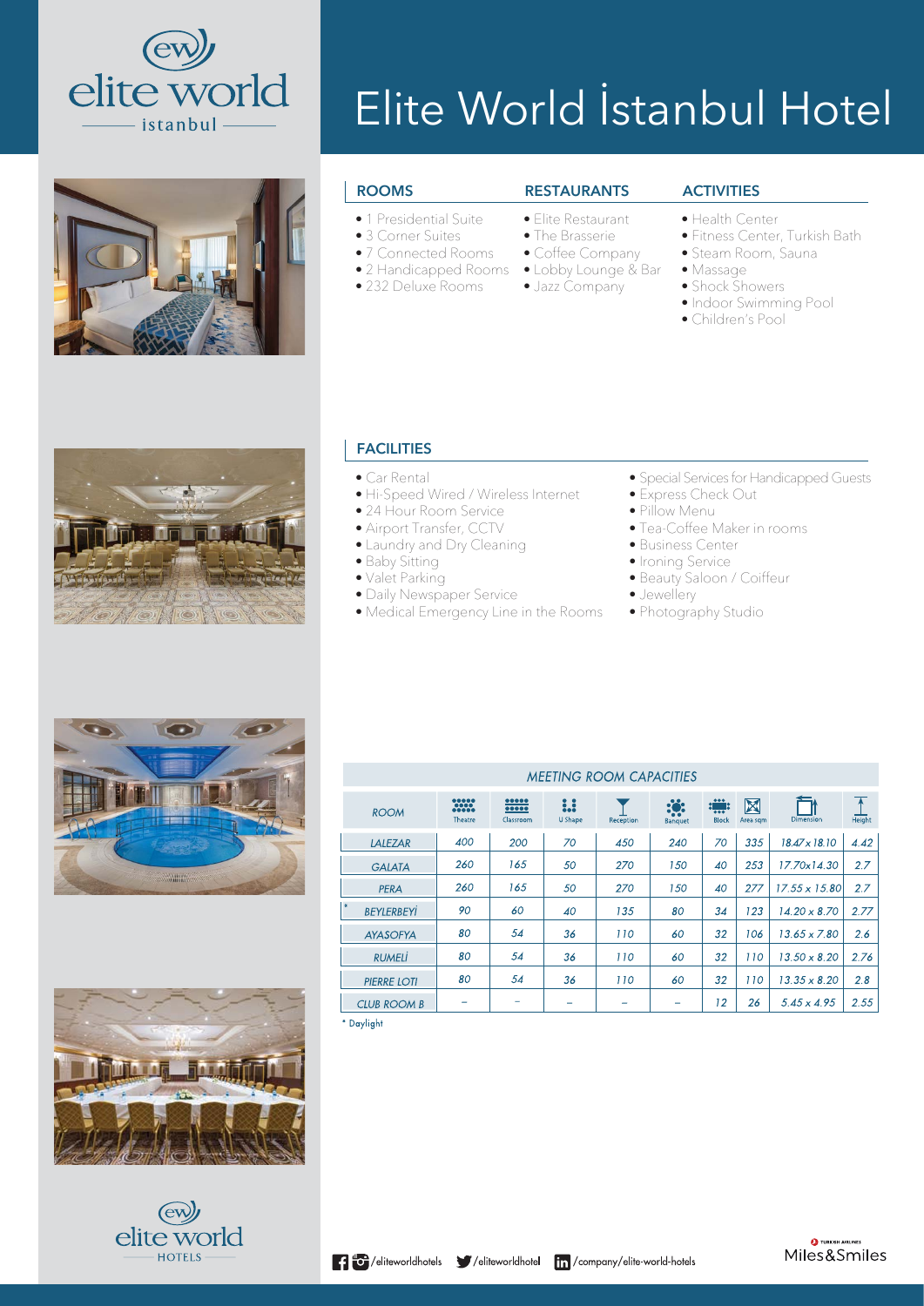# Elite World İstanbul Hotel

## ROOMS

- 1 Presidential Suite
- 3 Corner Suites
- 7 Connected Rooms
- 2 Handicapped Rooms
- 232 Deluxe Rooms

## RESTAURANTS

- Elite Restaurant
- The Brasserie
- Coffee Company
- Lobby Lounge & Bar
- Jazz Company

## ACTIVITIES

- Health Center
- Fitness Center, Turkish Bath
- Steam Room, Sauna
- Massage
- Shock Showers
- Indoor Swimming Pool
- Children's Pool

## FACILITIES

- Car Rental
- Hi-Speed Wired / Wireless Internet
- 24 Hour Room Service
- Airport Transfer, CCTV
- Laundry and Dry Cleaning
- Baby Sitting
- Valet Parking
- Daily Newspaper Service
- Medical Emergency Line in the Rooms
- Special Services for Handicapped Guests
- Express Check Out
- Pillow Menu
- Tea-Coffee Maker in rooms
- Business Center
- Ironing Service
- Beauty Saloon / Coiffeur
- Jewellery
- Photography Studio

## MEETING ROOM CAPACITIES

| ROOM | Theatre | Classroom | U Shape | Reception | Banquet | Block | Area sqm | Dimension | Height |
|---|---|---|---|---|---|---|---|---|---|
| LALEZAR | 400 | 200 | 70 | 450 | 240 | 70 | 335 | 18.47 x 18.10 | 4.42 |
| GALATA | 260 | 165 | 50 | 270 | 150 | 40 | 253 | 17.70x14.30 | 2.7 |
| PERA | 260 | 165 | 50 | 270 | 150 | 40 | 277 | 17.55 x 15.80 | 2.7 |
| * BEYLERBEYİ | 90 | 60 | 40 | 135 | 80 | 34 | 123 | 14.20 x 8.70 | 2.77 |
| AYASOFYA | 80 | 54 | 36 | 110 | 60 | 32 | 106 | 13.65 x 7.80 | 2.6 |
| RUMELİ | 80 | 54 | 36 | 110 | 60 | 32 | 110 | 13.50 x 8.20 | 2.76 |
| PIERRE LOTI | 80 | 54 | 36 | 110 | 60 | 32 | 110 | 13.35 x 8.20 | 2.8 |
| CLUB ROOM B | – | – | – | – | – | 12 | 26 | 5.45 x 4.95 | 2.55 |

* Daylight

/eliteworldhotels /eliteworldhotel /company/elite-world-hotels

TURKISH AIRLINES Miles&Smiles